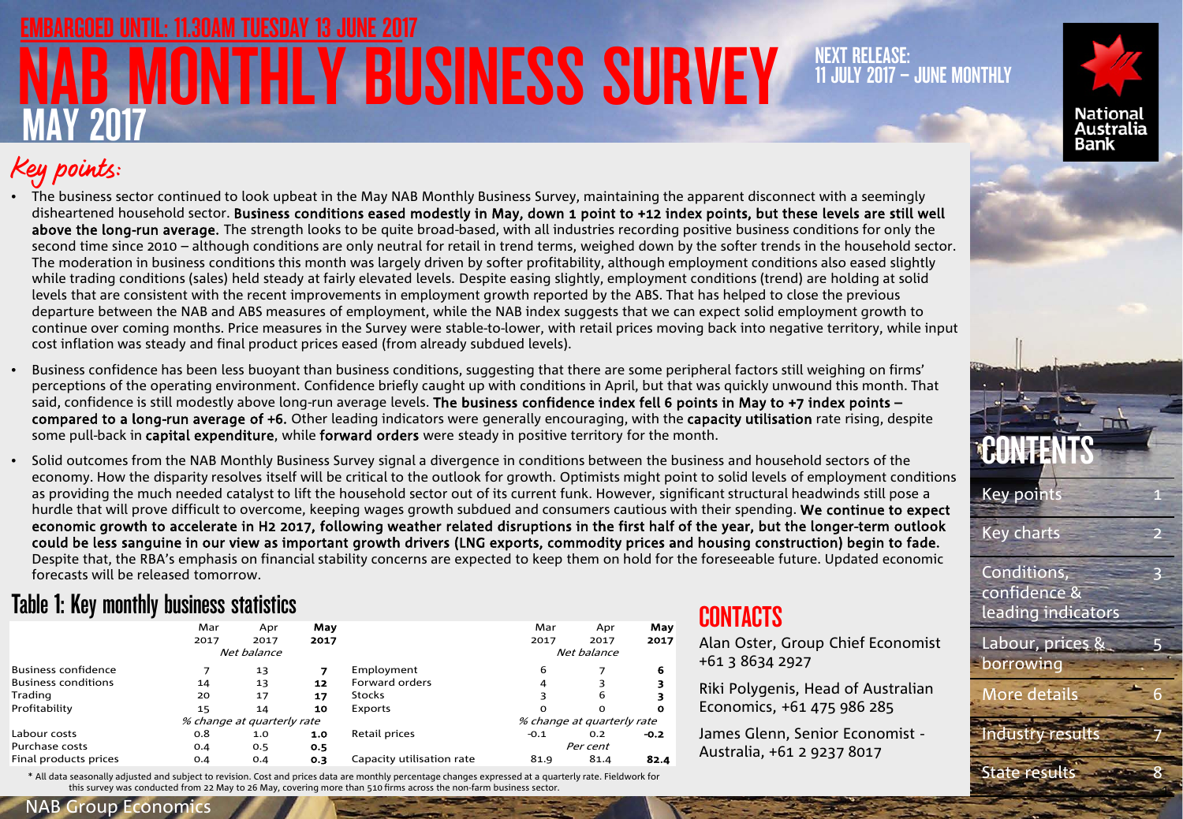EMBARGOED UNTIL: 11.30AM TUESDAY 13 JUNE 2017

# NAB MONTHLY BUSINESS SURVEY
## MAY 2017

NEXT RELEASE: 11 JULY 2017 – JUNE MONTHLY

National Australia Bank

## Key points:

- The business sector continued to look upbeat in the May NAB Monthly Business Survey, maintaining the apparent disconnect with a seemingly disheartened household sector. **Business conditions eased modestly in May, down 1 point to +12 index points, but these levels are still well above the long-run average.** The strength looks to be quite broad-based, with all industries recording positive business conditions for only the second time since 2010 – although conditions are only neutral for retail in trend terms, weighed down by the softer trends in the household sector. The moderation in business conditions this month was largely driven by softer profitability, although employment conditions also eased slightly while trading conditions (sales) held steady at fairly elevated levels. Despite easing slightly, employment conditions (trend) are holding at solid levels that are consistent with the recent improvements in employment growth reported by the ABS. That has helped to close the previous departure between the NAB and ABS measures of employment, while the NAB index suggests that we can expect solid employment growth to continue over coming months. Price measures in the Survey were stable-to-lower, with retail prices moving back into negative territory, while input cost inflation was steady and final product prices eased (from already subdued levels).
- Business confidence has been less buoyant than business conditions, suggesting that there are some peripheral factors still weighing on firms' perceptions of the operating environment. Confidence briefly caught up with conditions in April, but that was quickly unwound this month. That said, confidence is still modestly above long-run average levels. **The business confidence index fell 6 points in May to +7 index points – compared to a long-run average of +6.** Other leading indicators were generally encouraging, with the **capacity utilisation** rate rising, despite some pull-back in **capital expenditure**, while **forward orders** were steady in positive territory for the month.
- Solid outcomes from the NAB Monthly Business Survey signal a divergence in conditions between the business and household sectors of the economy. How the disparity resolves itself will be critical to the outlook for growth. Optimists might point to solid levels of employment conditions as providing the much needed catalyst to lift the household sector out of its current funk. However, significant structural headwinds still pose a hurdle that will prove difficult to overcome, keeping wages growth subdued and consumers cautious with their spending. **We continue to expect economic growth to accelerate in H2 2017, following weather related disruptions in the first half of the year, but the longer-term outlook could be less sanguine in our view as important growth drivers (LNG exports, commodity prices and housing construction) begin to fade.** Despite that, the RBA's emphasis on financial stability concerns are expected to keep them on hold for the foreseeable future. Updated economic forecasts will be released tomorrow.

## Table 1: Key monthly business statistics

| | Mar 2017 | Apr 2017 | May 2017 | | Mar 2017 | Apr 2017 | May 2017 |
|---|---|---|---|---|---|---|---|
| | *Net balance* | | | | *Net balance* | | |
| Business confidence | 7 | 13 | **7** | Employment | 6 | 7 | **6** |
| Business conditions | 14 | 13 | **12** | Forward orders | 4 | 3 | **3** |
| Trading | 20 | 17 | **17** | Stocks | 3 | 6 | **3** |
| Profitability | 15 | 14 | **10** | Exports | 0 | 0 | **0** |
| | *% change at quarterly rate* | | | | *% change at quarterly rate* | | |
| Labour costs | 0.8 | 1.0 | **1.0** | Retail prices | -0.1 | 0.2 | **-0.2** |
| Purchase costs | 0.4 | 0.5 | **0.5** | | *Per cent* | | |
| Final products prices | 0.4 | 0.4 | **0.3** | Capacity utilisation rate | 81.9 | 81.4 | **82.4** |

\* All data seasonally adjusted and subject to revision. Cost and prices data are monthly percentage changes expressed at a quarterly rate. Fieldwork for this survey was conducted from 22 May to 26 May, covering more than 510 firms across the non-farm business sector.

## CONTACTS

Alan Oster, Group Chief Economist +61 3 8634 2927

Riki Polygenis, Head of Australian Economics, +61 475 986 285

James Glenn, Senior Economist - Australia, +61 2 9237 8017

## CONTENTS

| | |
|---|---|
| Key points | 1 |
| Key charts | 2 |
| Conditions, confidence & leading indicators | 3 |
| Labour, prices & borrowing | 5 |
| More details | 6 |
| Industry results | 7 |
| State results | 8 |

NAB Group Economics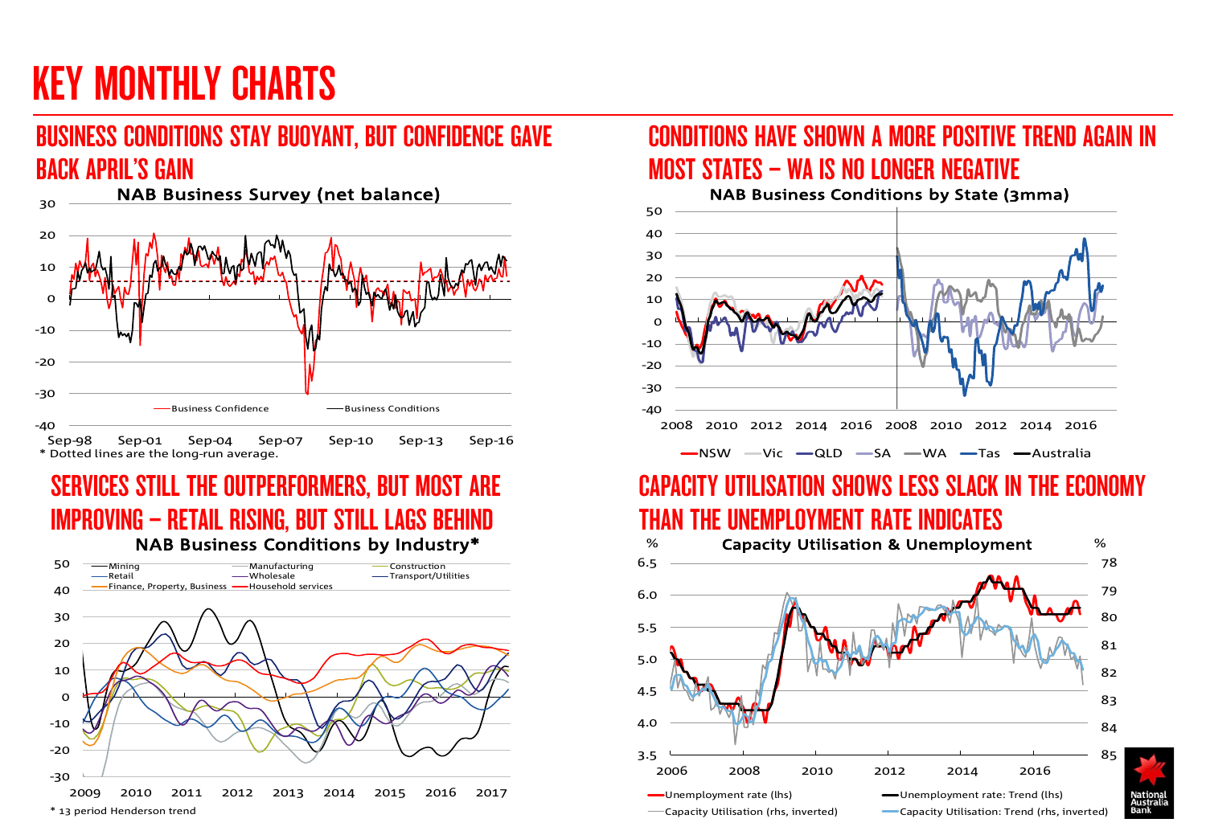# KEY MONTHLY CHARTS

## BUSINESS CONDITIONS STAY BUOYANT, BUT CONFIDENCE GAVE BACK APRIL'S GAIN

NAB Business Survey (net balance)

Business Confidence — Business Conditions

* Dotted lines are the long-run average.

## CONDITIONS HAVE SHOWN A MORE POSITIVE TREND AGAIN IN MOST STATES – WA IS NO LONGER NEGATIVE

NAB Business Conditions by State (3mma)

NSW — Vic — QLD — SA — WA — Tas — Australia

## SERVICES STILL THE OUTPERFORMERS, BUT MOST ARE IMPROVING – RETAIL RISING, BUT STILL LAGS BEHIND

NAB Business Conditions by Industry*

Mining — Manufacturing — Construction — Retail — Wholesale — Transport/Utilities — Finance, Property, Business — Household services

* 13 period Henderson trend

## CAPACITY UTILISATION SHOWS LESS SLACK IN THE ECONOMY THAN THE UNEMPLOYMENT RATE INDICATES

Capacity Utilisation & Unemployment

Unemployment rate (lhs) — Unemployment rate: Trend (lhs) — Capacity Utilisation (rhs, inverted) — Capacity Utilisation: Trend (rhs, inverted)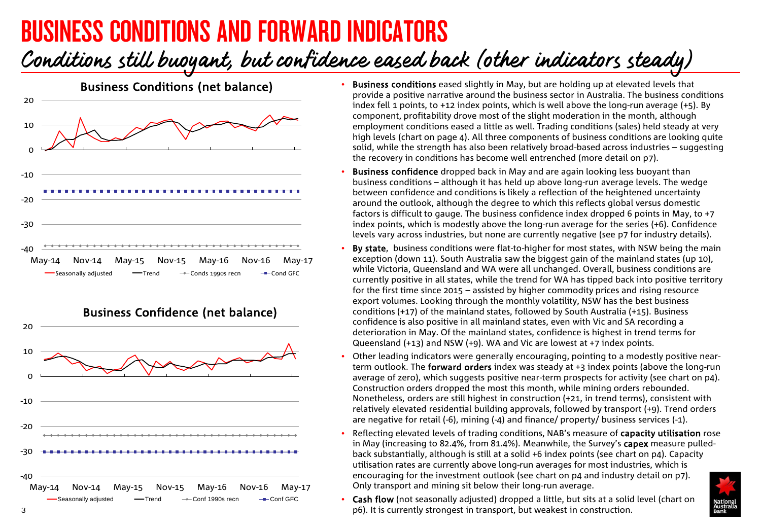# BUSINESS CONDITIONS AND FORWARD INDICATORS

## Conditions still buoyant, but confidence eased back (other indicators steady)

**Business Conditions (net balance)**

Seasonally adjusted | Trend | Conds 1990s recn | Cond GFC

**Business Confidence (net balance)**

Seasonally adjusted | Trend | Conf 1990s recn | Conf GFC

- **Business conditions** eased slightly in May, but are holding up at elevated levels that provide a positive narrative around the business sector in Australia. The business conditions index fell 1 points, to +12 index points, which is well above the long-run average (+5). By component, profitability drove most of the slight moderation in the month, although employment conditions eased a little as well. Trading conditions (sales) held steady at very high levels (chart on page 4). All three components of business conditions are looking quite solid, while the strength has also been relatively broad-based across industries – suggesting the recovery in conditions has become well entrenched (more detail on p7).
- **Business confidence** dropped back in May and are again looking less buoyant than business conditions – although it has held up above long-run average levels. The wedge between confidence and conditions is likely a reflection of the heightened uncertainty around the outlook, although the degree to which this reflects global versus domestic factors is difficult to gauge. The business confidence index dropped 6 points in May, to +7 index points, which is modestly above the long-run average for the series (+6). Confidence levels vary across industries, but none are currently negative (see p7 for industry details).
- **By state**, business conditions were flat-to-higher for most states, with NSW being the main exception (down 11). South Australia saw the biggest gain of the mainland states (up 10), while Victoria, Queensland and WA were all unchanged. Overall, business conditions are currently positive in all states, while the trend for WA has tipped back into positive territory for the first time since 2015 – assisted by higher commodity prices and rising resource export volumes. Looking through the monthly volatility, NSW has the best business conditions (+17) of the mainland states, followed by South Australia (+15). Business confidence is also positive in all mainland states, even with Vic and SA recording a deterioration in May. Of the mainland states, confidence is highest in trend terms for Queensland (+13) and NSW (+9). WA and Vic are lowest at +7 index points.
- Other leading indicators were generally encouraging, pointing to a modestly positive near-term outlook. The **forward orders** index was steady at +3 index points (above the long-run average of zero), which suggests positive near-term prospects for activity (see chart on p4). Construction orders dropped the most this month, while mining orders rebounded. Nonetheless, orders are still highest in construction (+21, in trend terms), consistent with relatively elevated residential building approvals, followed by transport (+9). Trend orders are negative for retail (-6), mining (-4) and finance/ property/ business services (-1).
- Reflecting elevated levels of trading conditions, NAB's measure of **capacity utilisation** rose in May (increasing to 82.4%, from 81.4%). Meanwhile, the Survey's **capex** measure pulled-back substantially, although is still at a solid +6 index points (see chart on p4). Capacity utilisation rates are currently above long-run averages for most industries, which is encouraging for the investment outlook (see chart on p4 and industry detail on p7). Only transport and mining sit below their long-run average.
- **Cash flow** (not seasonally adjusted) dropped a little, but sits at a solid level (chart on p6). It is currently strongest in transport, but weakest in construction.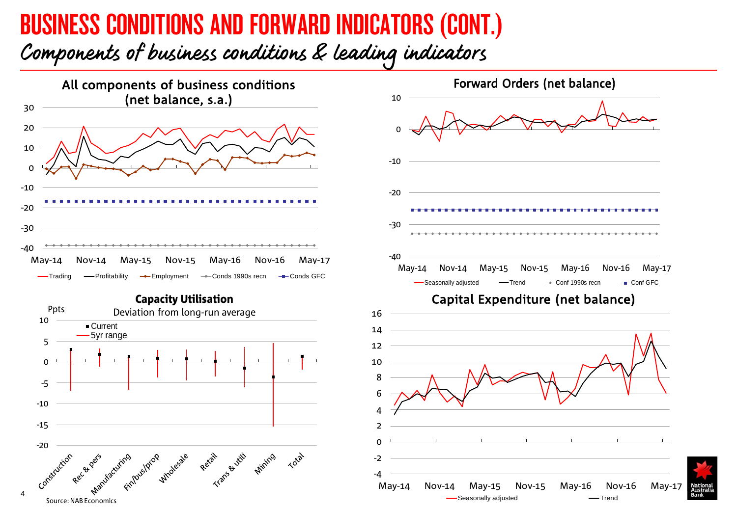# BUSINESS CONDITIONS AND FORWARD INDICATORS (CONT.)

## Components of business conditions & leading indicators

### All components of business conditions (net balance, s.a.)

30, 20, 10, 0, -10, -20, -30, -40

May-14, Nov-14, May-15, Nov-15, May-16, Nov-16, May-17

Trading — Profitability — Employment — Conds 1990s recn — Conds GFC

### Forward Orders (net balance)

10, 0, -10, -20, -30, -40

May-14, Nov-14, May-15, Nov-15, May-16, Nov-16, May-17

Seasonally adjusted — Trend — Conf 1990s recn — Conf GFC

### Capacity Utilisation

Ppts

Deviation from long-run average

10, 5, 0, -5, -10, -15, -20

Current — 5yr range

Construction, Rec & pers, Manufacturing, Fin/bus/prop, Wholesale, Retail, Trans & utili, Mining, Total

### Capital Expenditure (net balance)

16, 14, 12, 10, 8, 6, 4, 2, 0, -2, -4

May-14, Nov-14, May-15, Nov-15, May-16, Nov-16, May-17

Seasonally adjusted — Trend

Source: NAB Economics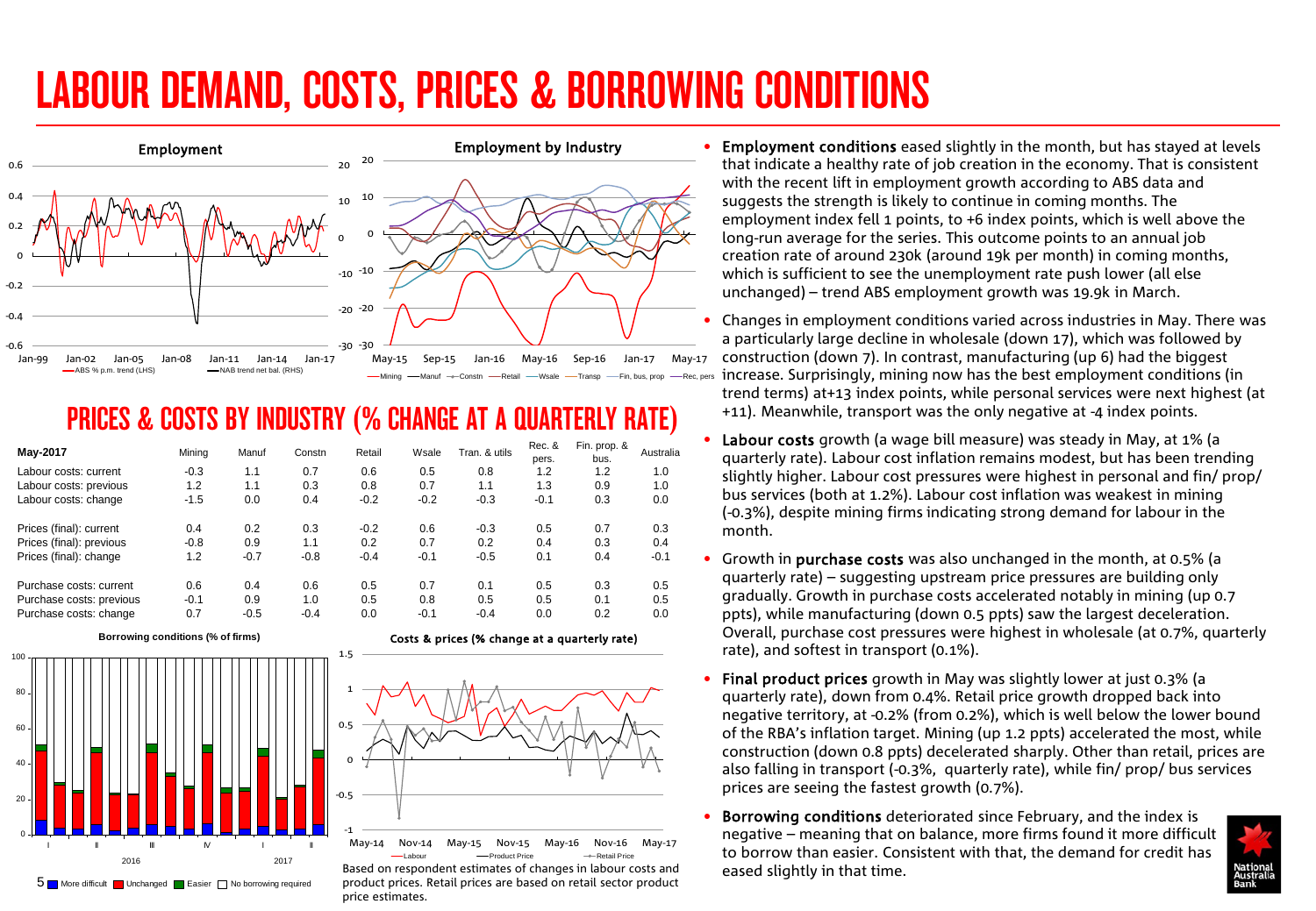# LABOUR DEMAND, COSTS, PRICES & BORROWING CONDITIONS

## PRICES & COSTS BY INDUSTRY (% CHANGE AT A QUARTERLY RATE)

| May-2017 | Mining | Manuf | Constn | Retail | Wsale | Tran. & utils | Rec. & pers. | Fin. prop. & bus. | Australia |
|---|---|---|---|---|---|---|---|---|---|
| Labour costs: current | -0.3 | 1.1 | 0.7 | 0.6 | 0.5 | 0.8 | 1.2 | 1.2 | 1.0 |
| Labour costs: previous | 1.2 | 1.1 | 0.3 | 0.8 | 0.7 | 1.1 | 1.3 | 0.9 | 1.0 |
| Labour costs: change | -1.5 | 0.0 | 0.4 | -0.2 | -0.2 | -0.3 | -0.1 | 0.3 | 0.0 |
| Prices (final): current | 0.4 | 0.2 | 0.3 | -0.2 | 0.6 | -0.3 | 0.5 | 0.7 | 0.3 |
| Prices (final): previous | -0.8 | 0.9 | 1.1 | 0.2 | 0.7 | 0.2 | 0.4 | 0.3 | 0.4 |
| Prices (final): change | 1.2 | -0.7 | -0.8 | -0.4 | -0.1 | -0.5 | 0.1 | 0.4 | -0.1 |
| Purchase costs: current | 0.6 | 0.4 | 0.6 | 0.5 | 0.7 | 0.1 | 0.5 | 0.3 | 0.5 |
| Purchase costs: previous | -0.1 | 0.9 | 1.0 | 0.5 | 0.8 | 0.5 | 0.5 | 0.1 | 0.5 |
| Purchase costs: change | 0.7 | -0.5 | -0.4 | 0.0 | -0.1 | -0.4 | 0.0 | 0.2 | 0.0 |

Based on respondent estimates of changes in labour costs and product prices. Retail prices are based on retail sector product price estimates.

- **Employment conditions** eased slightly in the month, but has stayed at levels that indicate a healthy rate of job creation in the economy. That is consistent with the recent lift in employment growth according to ABS data and suggests the strength is likely to continue in coming months. The employment index fell 1 points, to +6 index points, which is well above the long-run average for the series. This outcome points to an annual job creation rate of around 230k (around 19k per month) in coming months, which is sufficient to see the unemployment rate push lower (all else unchanged) – trend ABS employment growth was 19.9k in March.
- Changes in employment conditions varied across industries in May. There was a particularly large decline in wholesale (down 17), which was followed by construction (down 7). In contrast, manufacturing (up 6) had the biggest increase. Surprisingly, mining now has the best employment conditions (in trend terms) at+13 index points, while personal services were next highest (at +11). Meanwhile, transport was the only negative at -4 index points.
- **Labour costs** growth (a wage bill measure) was steady in May, at 1% (a quarterly rate). Labour cost inflation remains modest, but has been trending slightly higher. Labour cost pressures were highest in personal and fin/ prop/ bus services (both at 1.2%). Labour cost inflation was weakest in mining (-0.3%), despite mining firms indicating strong demand for labour in the month.
- Growth in **purchase costs** was also unchanged in the month, at 0.5% (a quarterly rate) – suggesting upstream price pressures are building only gradually. Growth in purchase costs accelerated notably in mining (up 0.7 ppts), while manufacturing (down 0.5 ppts) saw the largest deceleration. Overall, purchase cost pressures were highest in wholesale (at 0.7%, quarterly rate), and softest in transport (0.1%).
- **Final product prices** growth in May was slightly lower at just 0.3% (a quarterly rate), down from 0.4%. Retail price growth dropped back into negative territory, at -0.2% (from 0.2%), which is well below the lower bound of the RBA's inflation target. Mining (up 1.2 ppts) accelerated the most, while construction (down 0.8 ppts) decelerated sharply. Other than retail, prices are also falling in transport (-0.3%, quarterly rate), while fin/ prop/ bus services prices are seeing the fastest growth (0.7%).
- **Borrowing conditions** deteriorated since February, and the index is negative – meaning that on balance, more firms found it more difficult to borrow than easier. Consistent with that, the demand for credit has eased slightly in that time.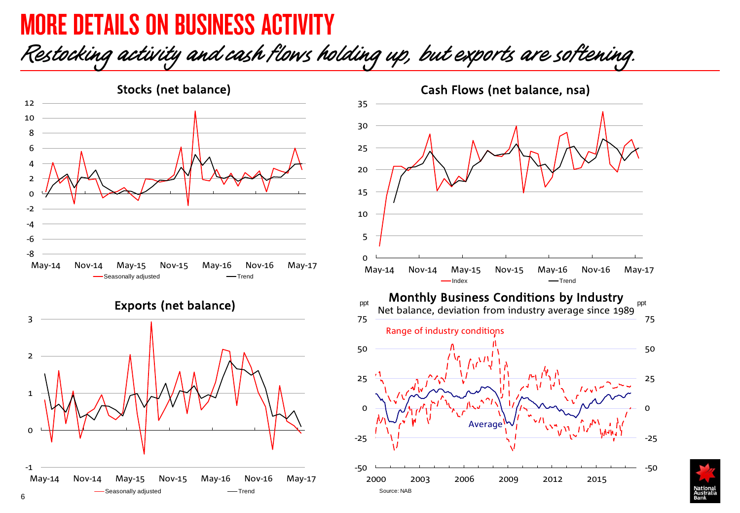# MORE DETAILS ON BUSINESS ACTIVITY

*Restocking activity and cash flows holding up, but exports are softening.*

**Stocks (net balance)**

Seasonally adjusted — Trend

**Cash Flows (net balance, nsa)**

Index — Trend

**Exports (net balance)**

Seasonally adjusted — Trend

**Monthly Business Conditions by Industry**

Net balance, deviation from industry average since 1989

Range of industry conditions

Average

Source: NAB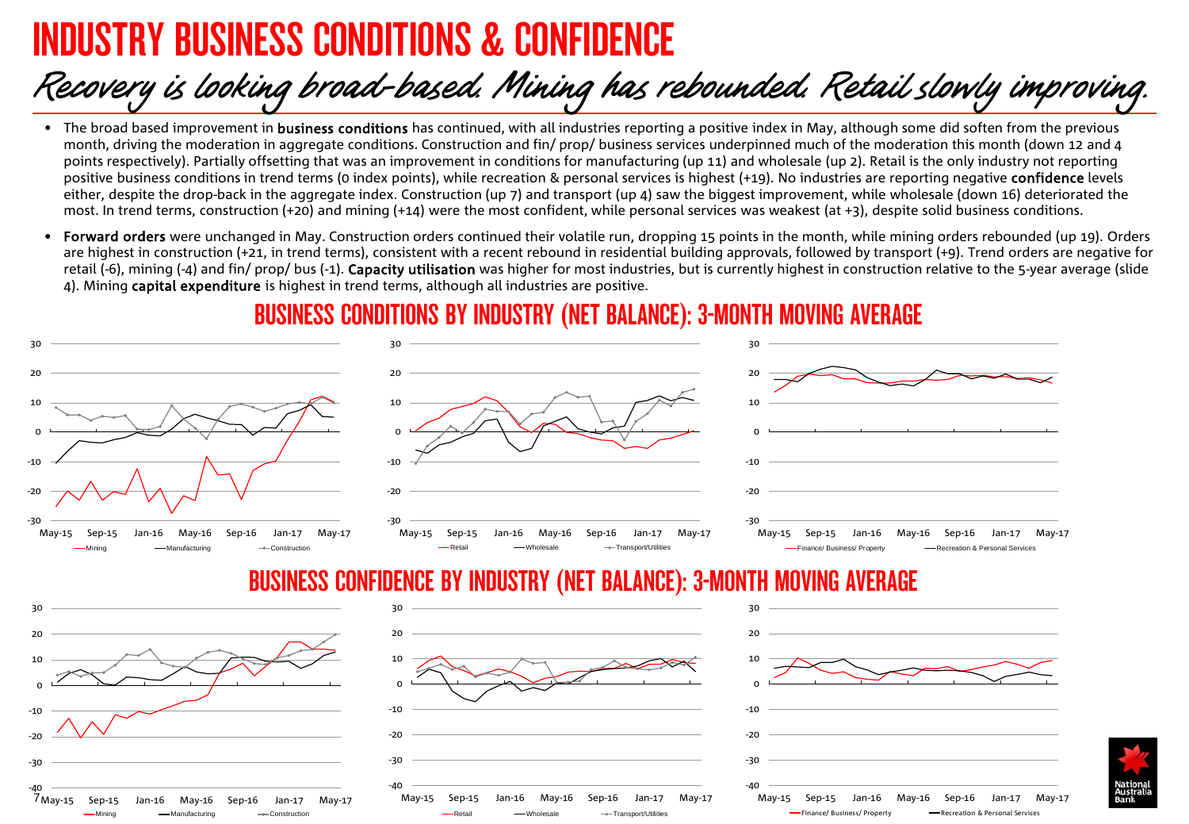# INDUSTRY BUSINESS CONDITIONS & CONFIDENCE

## *Recovery is looking broad-based. Mining has rebounded. Retail slowly improving.*

- The broad based improvement in **business conditions** has continued, with all industries reporting a positive index in May, although some did soften from the previous month, driving the moderation in aggregate conditions. Construction and fin/ prop/ business services underpinned much of the moderation this month (down 12 and 4 points respectively). Partially offsetting that was an improvement in conditions for manufacturing (up 11) and wholesale (up 2). Retail is the only industry not reporting positive business conditions in trend terms (0 index points), while recreation & personal services is highest (+19). No industries are reporting negative **confidence** levels either, despite the drop-back in the aggregate index. Construction (up 7) and transport (up 4) saw the biggest improvement, while wholesale (down 16) deteriorated the most. In trend terms, construction (+20) and mining (+14) were the most confident, while personal services was weakest (at +3), despite solid business conditions.
- **Forward orders** were unchanged in May. Construction orders continued their volatile run, dropping 15 points in the month, while mining orders rebounded (up 19). Orders are highest in construction (+21, in trend terms), consistent with a recent rebound in residential building approvals, followed by transport (+9). Trend orders are negative for retail (-6), mining (-4) and fin/ prop/ bus (-1). **Capacity utilisation** was higher for most industries, but is currently highest in construction relative to the 5-year average (slide 4). Mining **capital expenditure** is highest in trend terms, although all industries are positive.

## BUSINESS CONDITIONS BY INDUSTRY (NET BALANCE): 3-MONTH MOVING AVERAGE

## BUSINESS CONFIDENCE BY INDUSTRY (NET BALANCE): 3-MONTH MOVING AVERAGE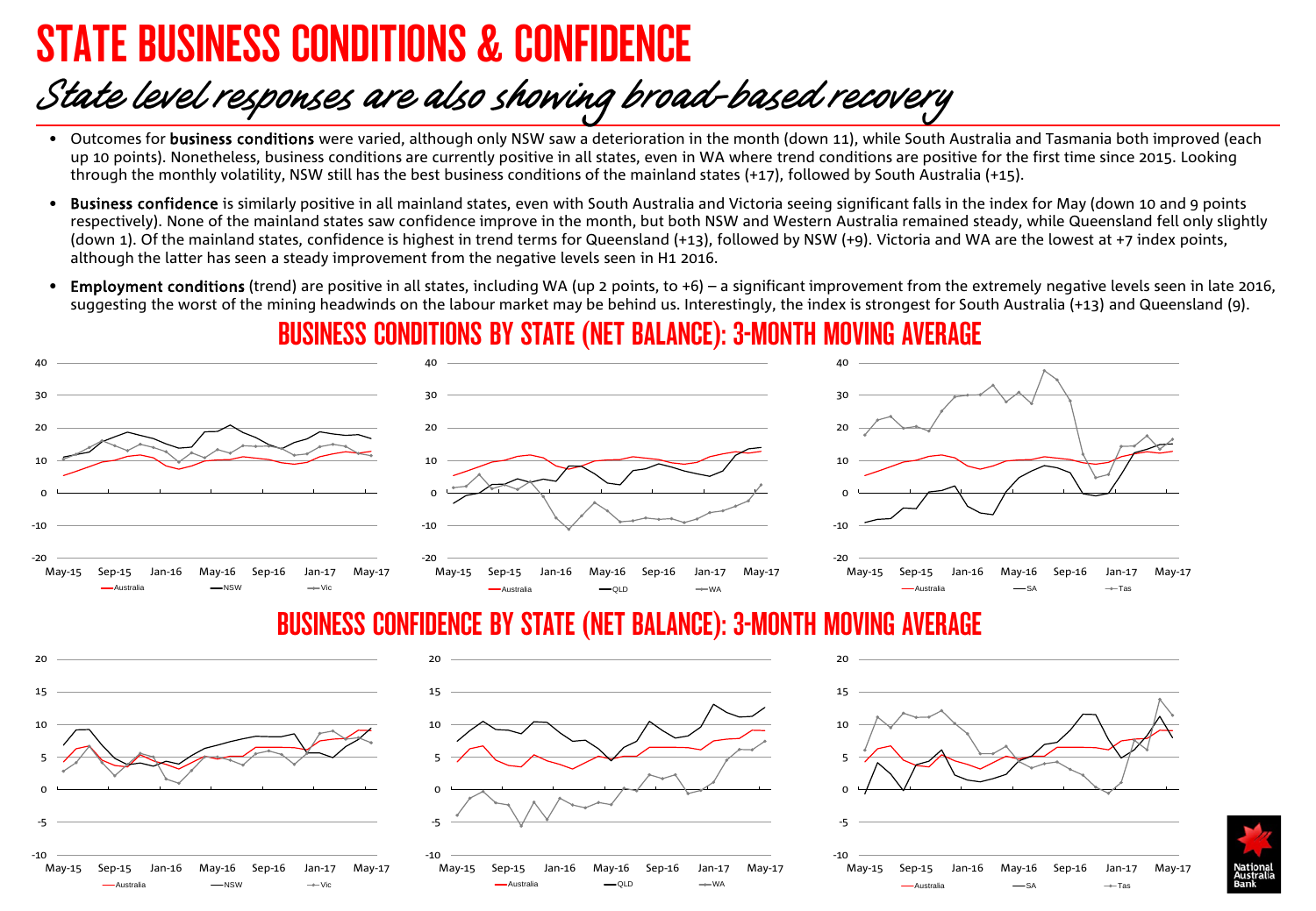# STATE BUSINESS CONDITIONS & CONFIDENCE

## *State level responses are also showing broad-based recovery*

- Outcomes for **business conditions** were varied, although only NSW saw a deterioration in the month (down 11), while South Australia and Tasmania both improved (each up 10 points). Nonetheless, business conditions are currently positive in all states, even in WA where trend conditions are positive for the first time since 2015. Looking through the monthly volatility, NSW still has the best business conditions of the mainland states (+17), followed by South Australia (+15).
- **Business confidence** is similarly positive in all mainland states, even with South Australia and Victoria seeing significant falls in the index for May (down 10 and 9 points respectively). None of the mainland states saw confidence improve in the month, but both NSW and Western Australia remained steady, while Queensland fell only slightly (down 1). Of the mainland states, confidence is highest in trend terms for Queensland (+13), followed by NSW (+9). Victoria and WA are the lowest at +7 index points, although the latter has seen a steady improvement from the negative levels seen in H1 2016.
- **Employment conditions** (trend) are positive in all states, including WA (up 2 points, to +6) – a significant improvement from the extremely negative levels seen in late 2016, suggesting the worst of the mining headwinds on the labour market may be behind us. Interestingly, the index is strongest for South Australia (+13) and Queensland (9).

## BUSINESS CONDITIONS BY STATE (NET BALANCE): 3-MONTH MOVING AVERAGE

## BUSINESS CONFIDENCE BY STATE (NET BALANCE): 3-MONTH MOVING AVERAGE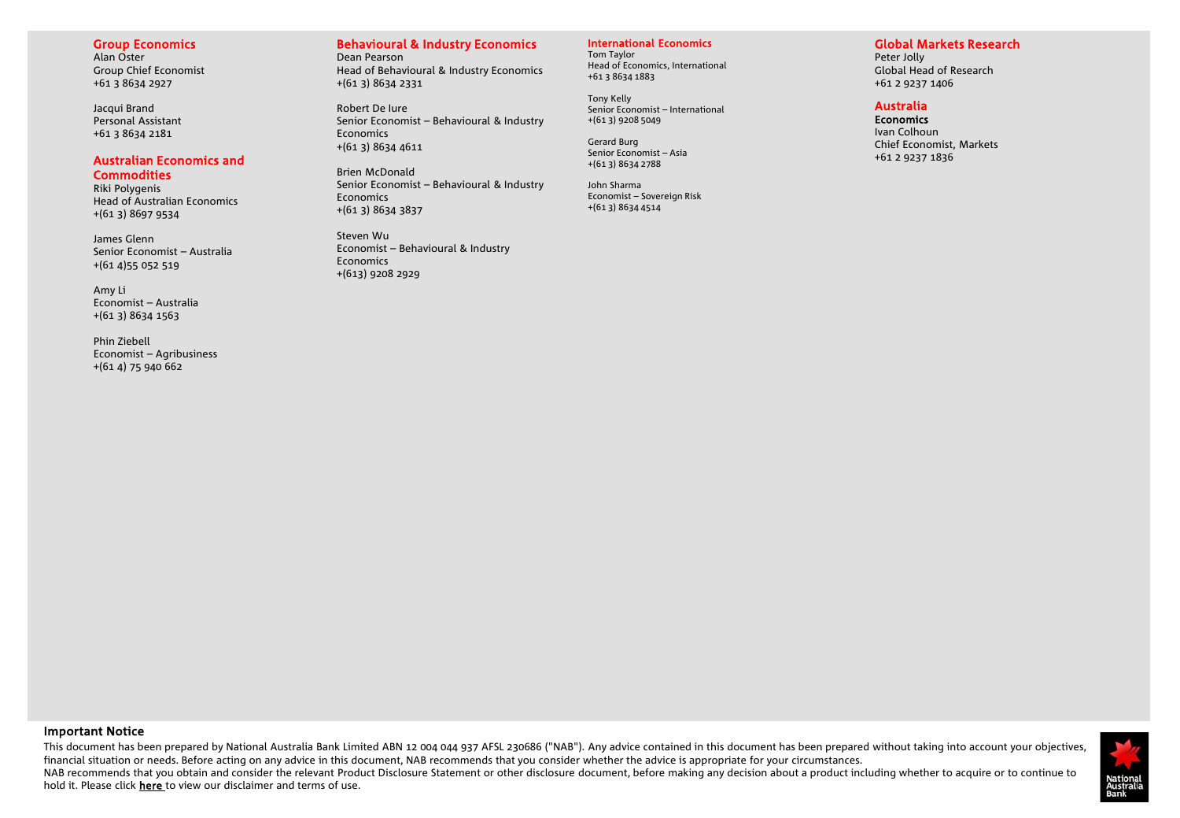## Group Economics

Alan Oster
Group Chief Economist
+61 3 8634 2927

Jacqui Brand
Personal Assistant
+61 3 8634 2181

## Australian Economics and Commodities

Riki Polygenis
Head of Australian Economics
+(61 3) 8697 9534

James Glenn
Senior Economist – Australia
+(61 4)55 052 519

Amy Li
Economist – Australia
+(61 3) 8634 1563

Phin Ziebell
Economist – Agribusiness
+(61 4) 75 940 662

## Behavioural & Industry Economics

Dean Pearson
Head of Behavioural & Industry Economics
+(61 3) 8634 2331

Robert De Iure
Senior Economist – Behavioural & Industry Economics
+(61 3) 8634 4611

Brien McDonald
Senior Economist – Behavioural & Industry Economics
+(61 3) 8634 3837

Steven Wu
Economist – Behavioural & Industry Economics
+(613) 9208 2929

## International Economics

Tom Taylor
Head of Economics, International
+61 3 8634 1883

Tony Kelly
Senior Economist – International
+(61 3) 9208 5049

Gerard Burg
Senior Economist – Asia
+(61 3) 8634 2788

John Sharma
Economist – Sovereign Risk
+(61 3) 8634 4514

## Global Markets Research

Peter Jolly
Global Head of Research
+61 2 9237 1406

## Australia

**Economics**

Ivan Colhoun
Chief Economist, Markets
+61 2 9237 1836

### Important Notice

This document has been prepared by National Australia Bank Limited ABN 12 004 044 937 AFSL 230686 ("NAB"). Any advice contained in this document has been prepared without taking into account your objectives, financial situation or needs. Before acting on any advice in this document, NAB recommends that you consider whether the advice is appropriate for your circumstances.
NAB recommends that you obtain and consider the relevant Product Disclosure Statement or other disclosure document, before making any decision about a product including whether to acquire or to continue to hold it. Please click **here** to view our disclaimer and terms of use.